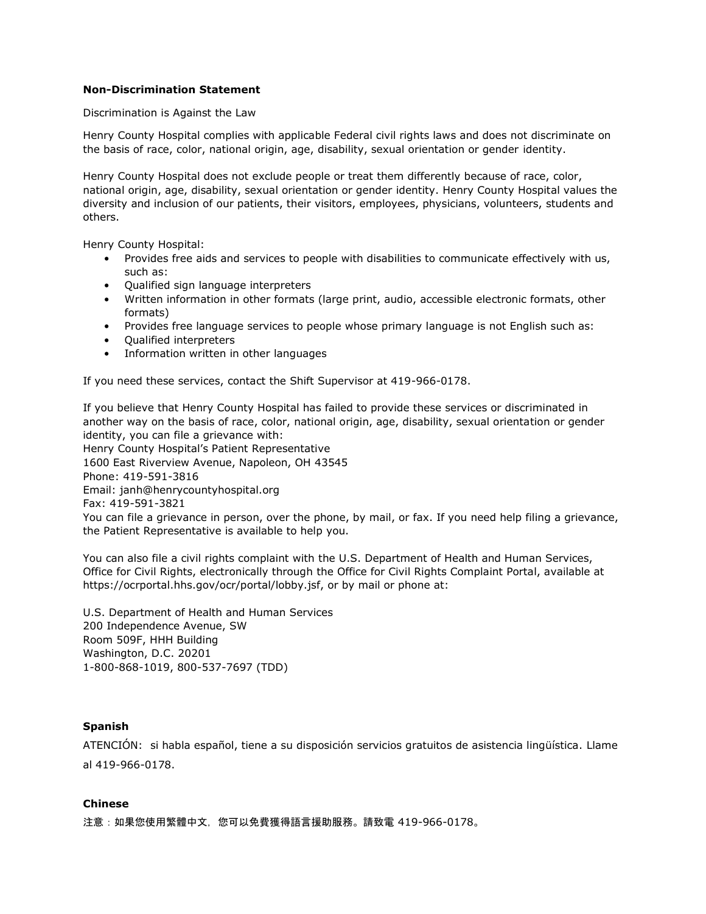**Non-Discrimination Statement**

Discrimination is Against the Law

Henry County Hospital complies with applicable Federal civil rights laws and does not discriminate on the basis of race, color, national origin, age, disability, sexual orientation or gender identity.

Henry County Hospital does not exclude people or treat them differently because of race, color, national origin, age, disability, sexual orientation or gender identity. Henry County Hospital values the diversity and inclusion of our patients, their visitors, employees, physicians, volunteers, students and others.

Henry County Hospital:

- Provides free aids and services to people with disabilities to communicate effectively with us, such as:
- Qualified sign language interpreters
- Written information in other formats (large print, audio, accessible electronic formats, other formats)
- Provides free language services to people whose primary language is not English such as:
- Qualified interpreters
- Information written in other languages

If you need these services, contact the Shift Supervisor at 419-966-0178.

If you believe that Henry County Hospital has failed to provide these services or discriminated in another way on the basis of race, color, national origin, age, disability, sexual orientation or gender identity, you can file a grievance with:
Henry County Hospital's Patient Representative
1600 East Riverview Avenue, Napoleon, OH 43545
Phone: 419-591-3816
Email: janh@henrycountyhospital.org
Fax: 419-591-3821
You can file a grievance in person, over the phone, by mail, or fax. If you need help filing a grievance, the Patient Representative is available to help you.

You can also file a civil rights complaint with the U.S. Department of Health and Human Services, Office for Civil Rights, electronically through the Office for Civil Rights Complaint Portal, available at https://ocrportal.hhs.gov/ocr/portal/lobby.jsf, or by mail or phone at:

U.S. Department of Health and Human Services
200 Independence Avenue, SW
Room 509F, HHH Building
Washington, D.C. 20201
1-800-868-1019, 800-537-7697 (TDD)

**Spanish**

ATENCIÓN: si habla español, tiene a su disposición servicios gratuitos de asistencia lingüística. Llame al 419-966-0178.

**Chinese**

注意：如果您使用繁體中文，您可以免費獲得語言援助服務。請致電 419-966-0178。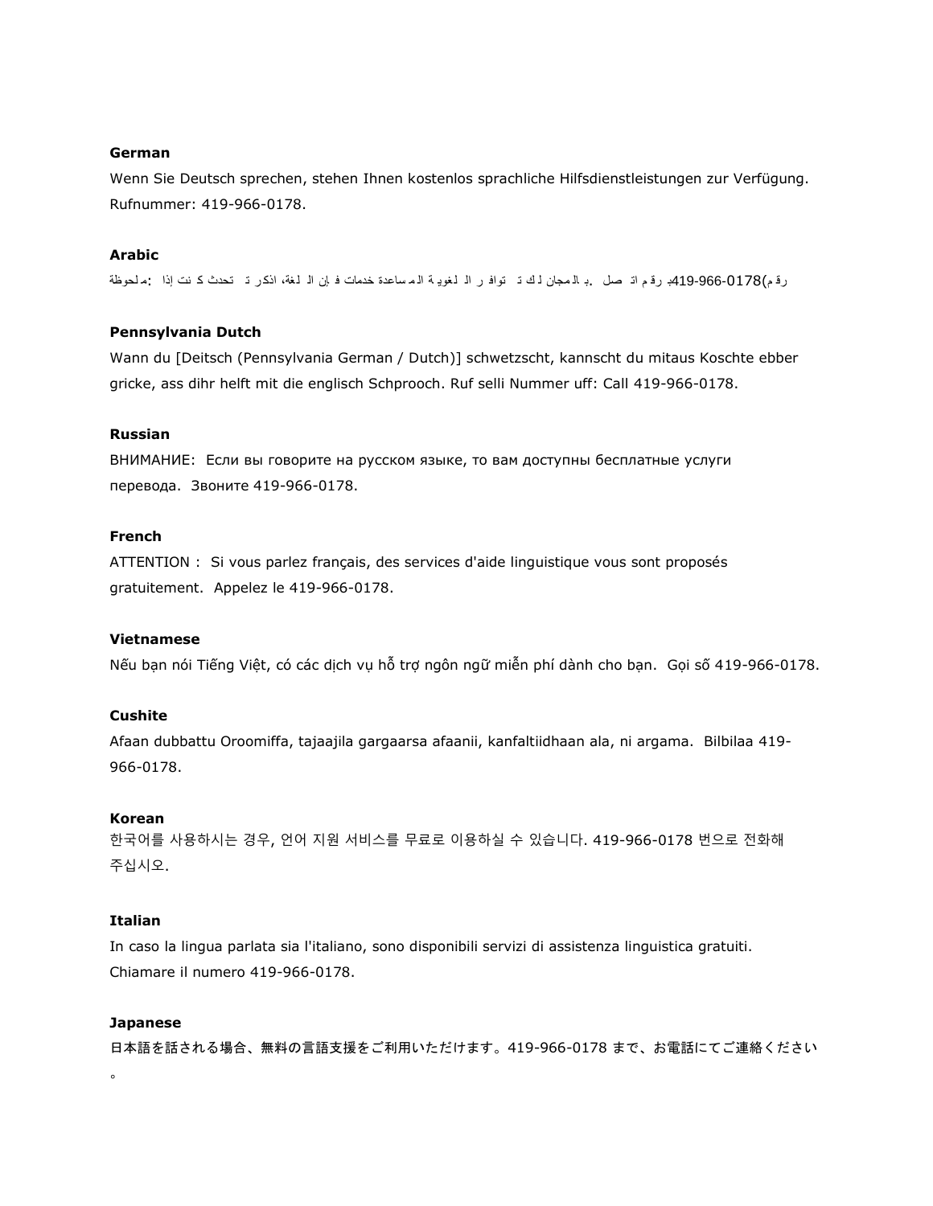**German**

Wenn Sie Deutsch sprechen, stehen Ihnen kostenlos sprachliche Hilfsdienstleistungen zur Verfügung. Rufnummer: 419-966-0178.

**Arabic**

ملحوظة: إذا كنت تتحدث اذكر اللغة، فإن خدمات المساعدة اللغوية تتوافر لك بالمجان. اتصل برقم 419-966-0178 (رقم

**Pennsylvania Dutch**

Wann du [Deitsch (Pennsylvania German / Dutch)] schwetzscht, kannscht du mitaus Koschte ebber gricke, ass dihr helft mit die englisch Schprooch. Ruf selli Nummer uff: Call 419-966-0178.

**Russian**

ВНИМАНИЕ: Если вы говорите на русском языке, то вам доступны бесплатные услуги перевода. Звоните 419-966-0178.

**French**

ATTENTION : Si vous parlez français, des services d'aide linguistique vous sont proposés gratuitement. Appelez le 419-966-0178.

**Vietnamese**

Nếu bạn nói Tiếng Việt, có các dịch vụ hỗ trợ ngôn ngữ miễn phí dành cho bạn. Gọi số 419-966-0178.

**Cushite**

Afaan dubbattu Oroomiffa, tajaajila gargaarsa afaanii, kanfaltiidhaan ala, ni argama. Bilbilaa 419-966-0178.

**Korean**

한국어를 사용하시는 경우, 언어 지원 서비스를 무료로 이용하실 수 있습니다. 419-966-0178 번으로 전화해 주십시오.

**Italian**

In caso la lingua parlata sia l'italiano, sono disponibili servizi di assistenza linguistica gratuiti. Chiamare il numero 419-966-0178.

**Japanese**

日本語を話される場合、無料の言語支援をご利用いただけます。419-966-0178 まで、お電話にてご連絡ください。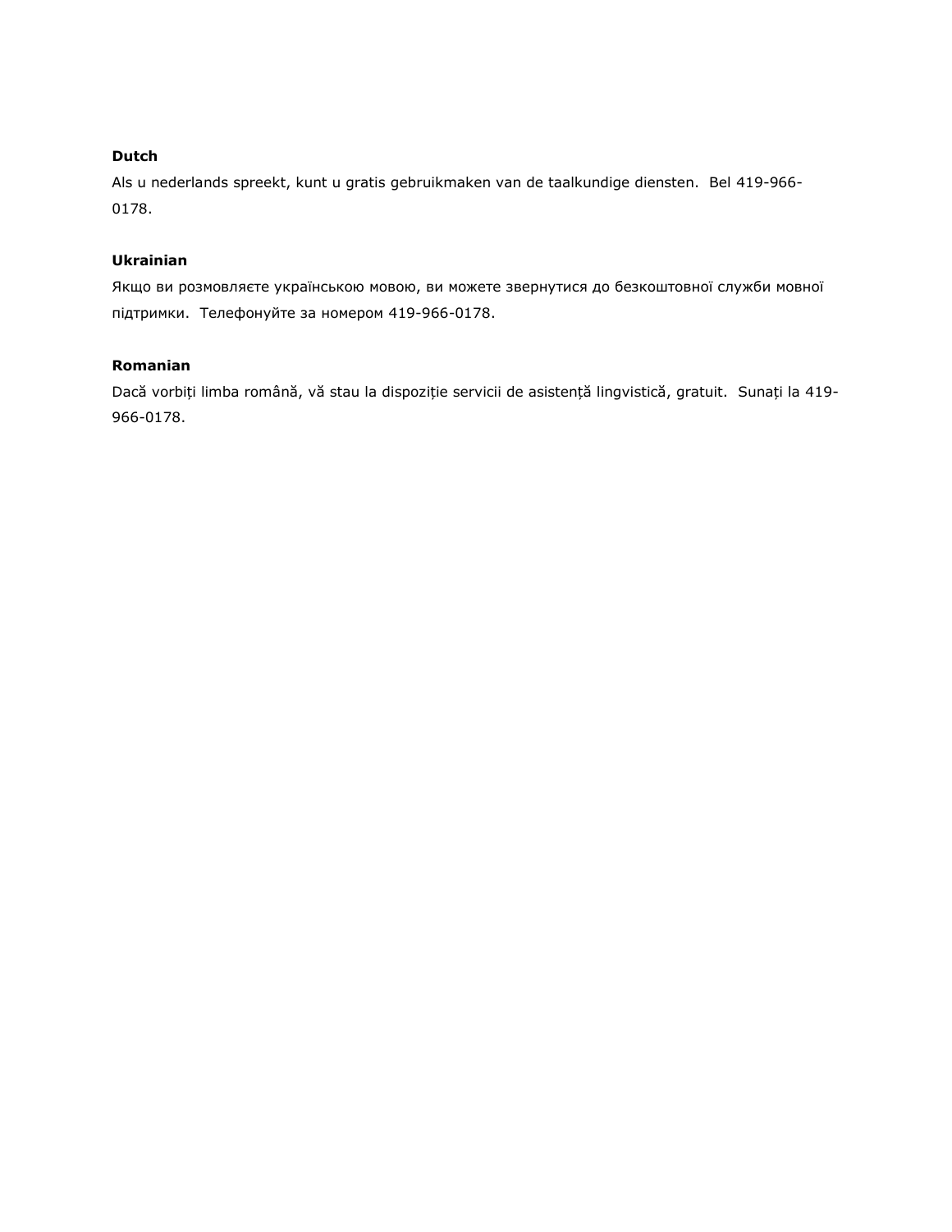**Dutch**

Als u nederlands spreekt, kunt u gratis gebruikmaken van de taalkundige diensten. Bel 419-966-0178.

**Ukrainian**

Якщо ви розмовляєте українською мовою, ви можете звернутися до безкоштовної служби мовної підтримки. Телефонуйте за номером 419-966-0178.

**Romanian**

Dacă vorbiți limba română, vă stau la dispoziție servicii de asistență lingvistică, gratuit. Sunați la 419-966-0178.